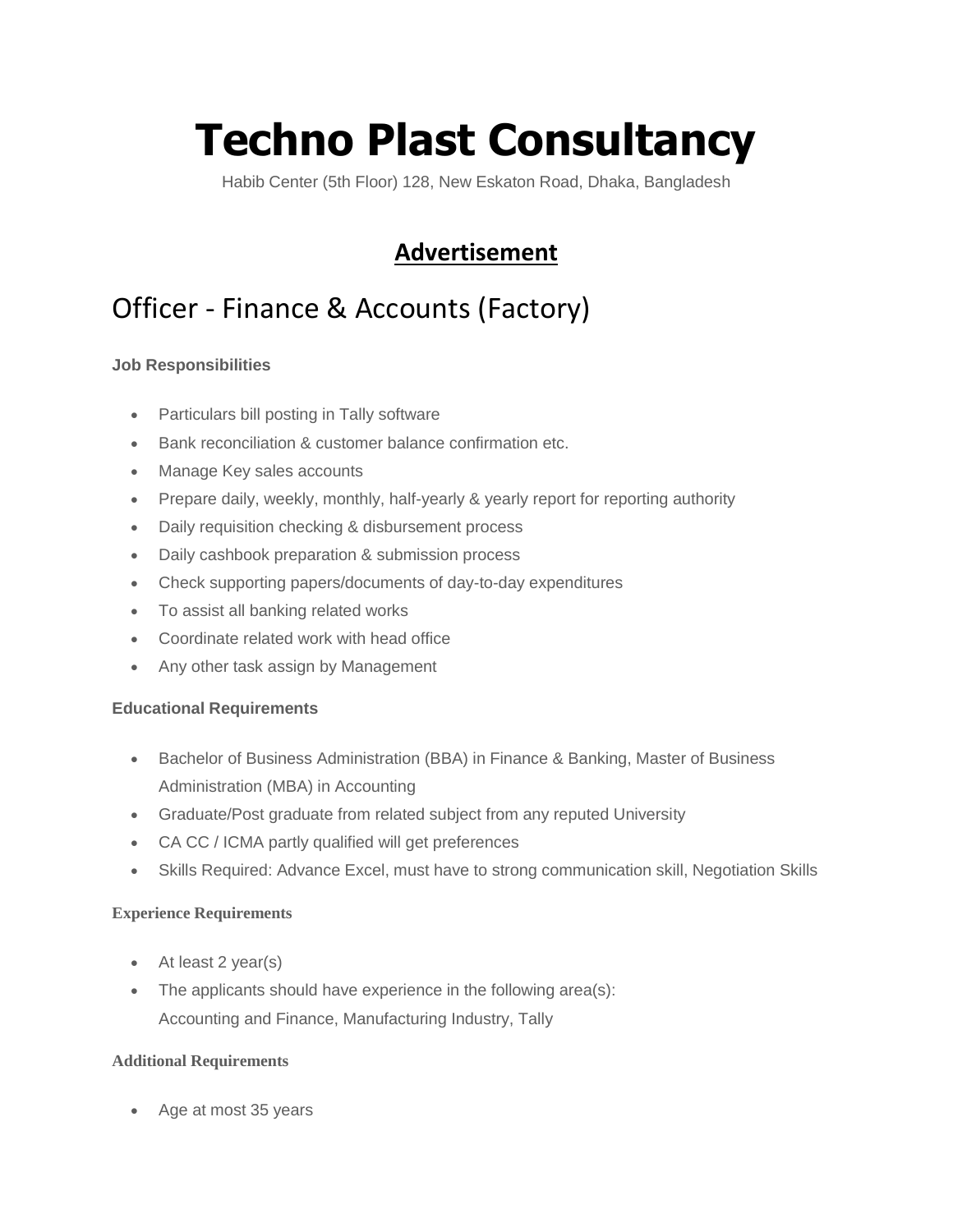# Techno Plast Consultancy

Habib Center (5th Floor) 128, New Eskaton Road, Dhaka, Bangladesh

## Advertisement

## Officer - Finance & Accounts (Factory)

**Job Responsibilities**

- Particulars bill posting in Tally software
- Bank reconciliation & customer balance confirmation etc.
- Manage Key sales accounts
- Prepare daily, weekly, monthly, half-yearly & yearly report for reporting authority
- Daily requisition checking & disbursement process
- Daily cashbook preparation & submission process
- Check supporting papers/documents of day-to-day expenditures
- To assist all banking related works
- Coordinate related work with head office
- Any other task assign by Management

**Educational Requirements**

- Bachelor of Business Administration (BBA) in Finance & Banking, Master of Business Administration (MBA) in Accounting
- Graduate/Post graduate from related subject from any reputed University
- CA CC / ICMA partly qualified will get preferences
- Skills Required: Advance Excel, must have to strong communication skill, Negotiation Skills

**Experience Requirements**

- At least 2 year(s)
- The applicants should have experience in the following area(s):
  Accounting and Finance, Manufacturing Industry, Tally

**Additional Requirements**

- Age at most 35 years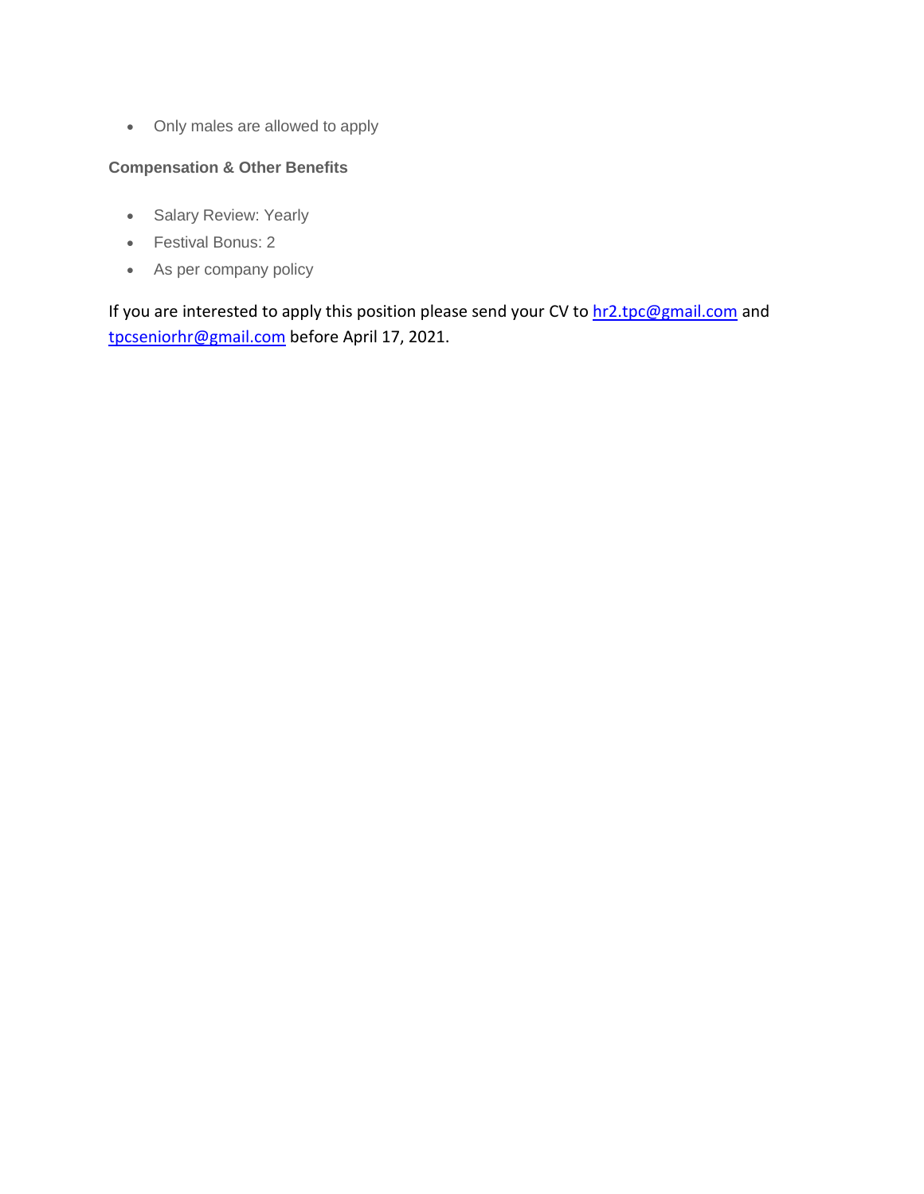- Only males are allowed to apply

**Compensation & Other Benefits**

- Salary Review: Yearly
- Festival Bonus: 2
- As per company policy

If you are interested to apply this position please send your CV to hr2.tpc@gmail.com and tpcseniorhr@gmail.com before April 17, 2021.